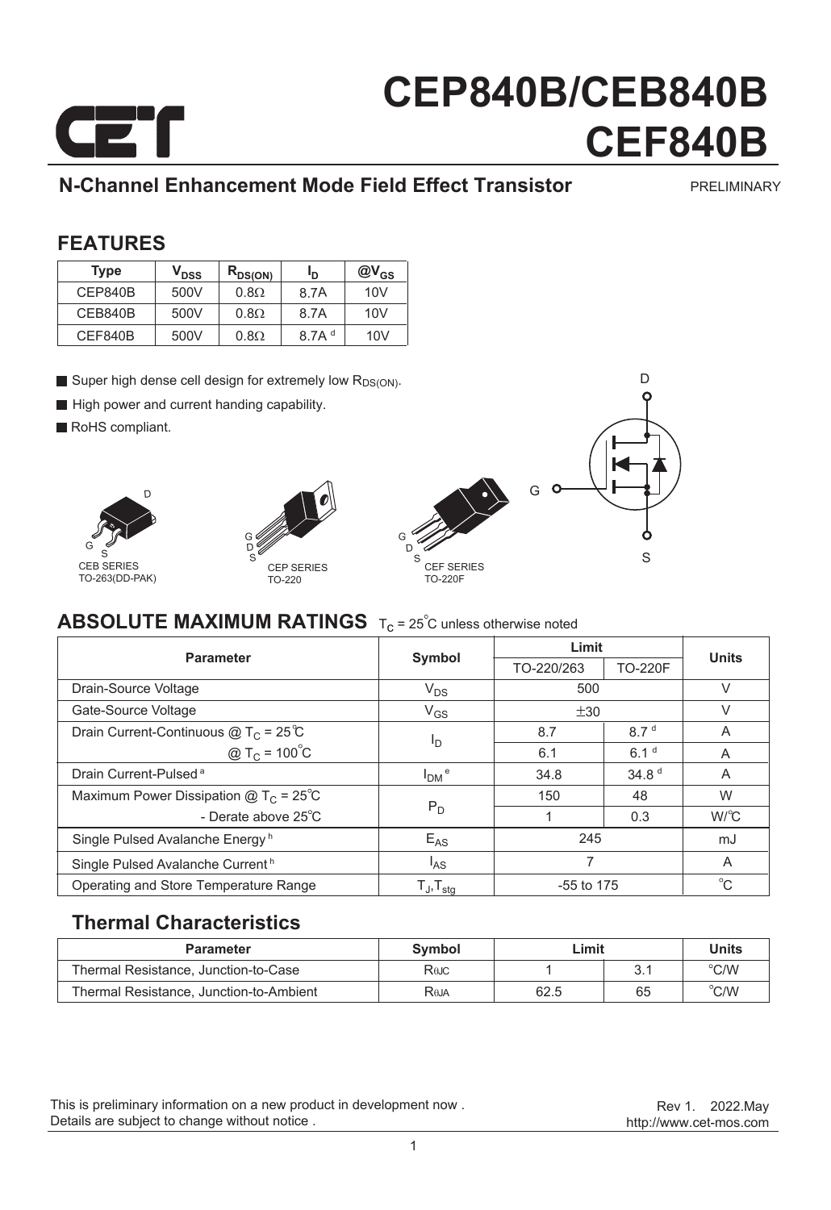# CEP840B/CEB840B CEF840B

## N-Channel Enhancement Mode Field Effect Transistor

PRELIMINARY

## FEATURES

| Type | $V_{DSS}$ | $R_{DS(ON)}$ | $I_D$ | @$V_{GS}$ |
|---|---|---|---|---|
| CEP840B | 500V | 0.8Ω | 8.7A | 10V |
| CEB840B | 500V | 0.8Ω | 8.7A | 10V |
| CEF840B | 500V | 0.8Ω | 8.7A [d] | 10V |

- Super high dense cell design for extremely low $R_{DS(ON)}$.
- High power and current handing capability.
- RoHS compliant.

CEB SERIES TO-263(DD-PAK)

CEP SERIES TO-220

CEF SERIES TO-220F

## ABSOLUTE MAXIMUM RATINGS $T_C$ = 25°C unless otherwise noted

| Parameter | Symbol | Limit | | Units |
|---|---|---|---|---|
| | | TO-220/263 | TO-220F | |
| Drain-Source Voltage | $V_{DS}$ | 500 | | V |
| Gate-Source Voltage | $V_{GS}$ | ±30 | | V |
| Drain Current-Continuous @ $T_C$ = 25°C | $I_D$ | 8.7 | 8.7 [d] | A |
| @ $T_C$ = 100°C | | 6.1 | 6.1 [d] | A |
| Drain Current-Pulsed [a] | $I_{DM}$ [e] | 34.8 | 34.8 [d] | A |
| Maximum Power Dissipation @ $T_C$ = 25°C | $P_D$ | 150 | 48 | W |
| - Derate above 25°C | | 1 | 0.3 | W/°C |
| Single Pulsed Avalanche Energy [h] | $E_{AS}$ | 245 | | mJ |
| Single Pulsed Avalanche Current [h] | $I_{AS}$ | 7 | | A |
| Operating and Store Temperature Range | $T_J$,$T_{stg}$ | -55 to 175 | | °C |

## Thermal Characteristics

| Parameter | Symbol | Limit | | Units |
|---|---|---|---|---|
| Thermal Resistance, Junction-to-Case | $R_{\theta JC}$ | 1 | 3.1 | °C/W |
| Thermal Resistance, Junction-to-Ambient | $R_{\theta JA}$ | 62.5 | 65 | °C/W |

This is preliminary information on a new product in development now .
Details are subject to change without notice .

Rev 1. 2022.May
http://www.cet-mos.com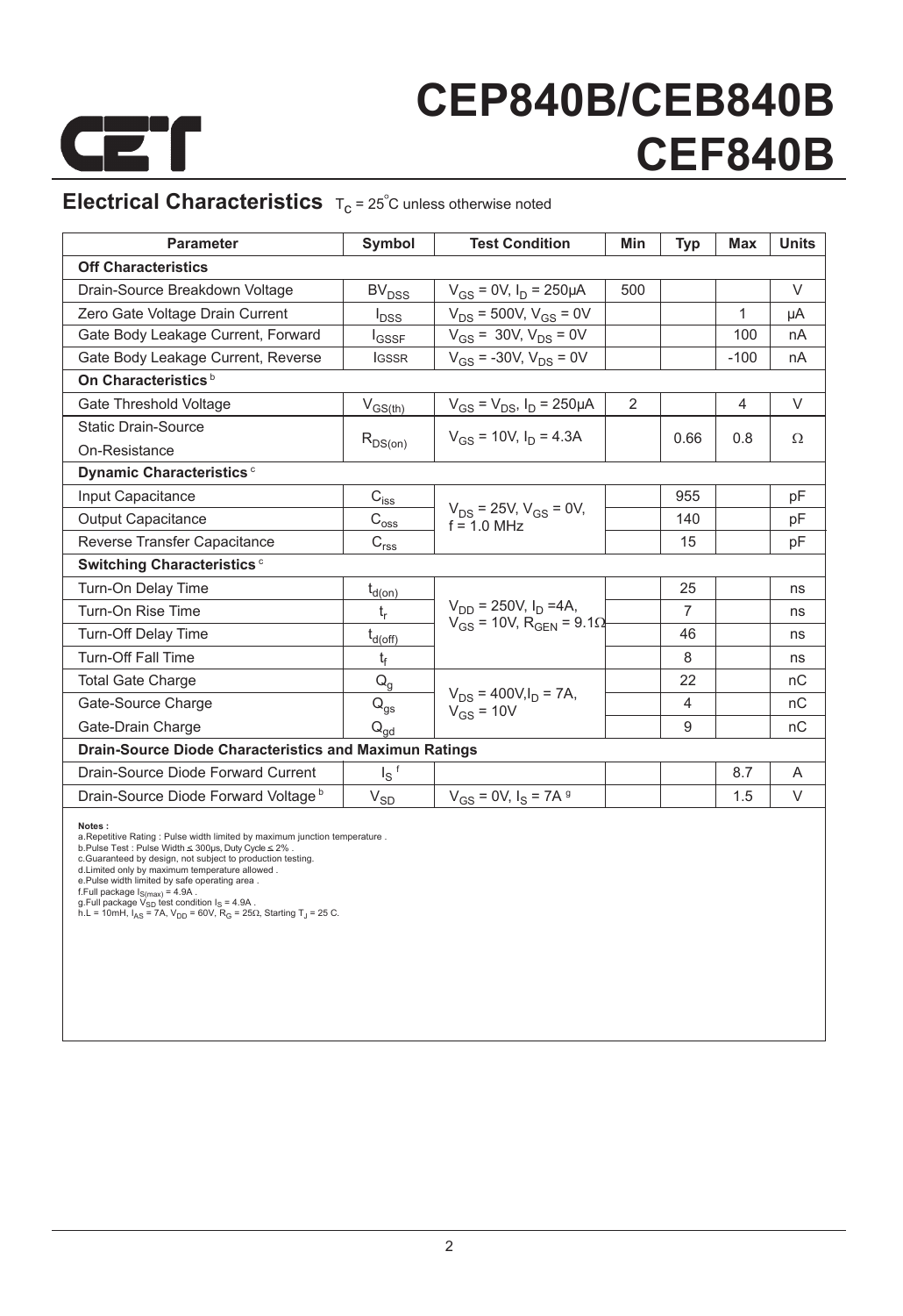# CEP840B/CEB840B CEF840B

## Electrical Characteristics $T_C = 25^{\circ}C$ unless otherwise noted

| Parameter | Symbol | Test Condition | Min | Typ | Max | Units |
|---|---|---|---|---|---|---|
| **Off Characteristics** | | | | | | |
| Drain-Source Breakdown Voltage | $BV_{DSS}$ | $V_{GS}$ = 0V, $I_D$ = 250µA | 500 | | | V |
| Zero Gate Voltage Drain Current | $I_{DSS}$ | $V_{DS}$ = 500V, $V_{GS}$ = 0V | | | 1 | µA |
| Gate Body Leakage Current, Forward | $I_{GSSF}$ | $V_{GS}$ = 30V, $V_{DS}$ = 0V | | | 100 | nA |
| Gate Body Leakage Current, Reverse | $I_{GSSR}$ | $V_{GS}$ = -30V, $V_{DS}$ = 0V | | | -100 | nA |
| **On Characteristics** [b] | | | | | | |
| Gate Threshold Voltage | $V_{GS(th)}$ | $V_{GS}$ = $V_{DS}$, $I_D$ = 250µA | 2 | | 4 | V |
| Static Drain-Source On-Resistance | $R_{DS(on)}$ | $V_{GS}$ = 10V, $I_D$ = 4.3A | | 0.66 | 0.8 | Ω |
| **Dynamic Characteristics** [c] | | | | | | |
| Input Capacitance | $C_{iss}$ | $V_{DS}$ = 25V, $V_{GS}$ = 0V, f = 1.0 MHz | | 955 | | pF |
| Output Capacitance | $C_{oss}$ | | | 140 | | pF |
| Reverse Transfer Capacitance | $C_{rss}$ | | | 15 | | pF |
| **Switching Characteristics** [c] | | | | | | |
| Turn-On Delay Time | $t_{d(on)}$ | $V_{DD}$ = 250V, $I_D$ =4A, $V_{GS}$ = 10V, $R_{GEN}$ = 9.1Ω | | 25 | | ns |
| Turn-On Rise Time | $t_r$ | | | 7 | | ns |
| Turn-Off Delay Time | $t_{d(off)}$ | | | 46 | | ns |
| Turn-Off Fall Time | $t_f$ | | | 8 | | ns |
| Total Gate Charge | $Q_g$ | $V_{DS}$ = 400V, $I_D$ = 7A, $V_{GS}$ = 10V | | 22 | | nC |
| Gate-Source Charge | $Q_{gs}$ | | | 4 | | nC |
| Gate-Drain Charge | $Q_{gd}$ | | | 9 | | nC |
| **Drain-Source Diode Characteristics and Maximun Ratings** | | | | | | |
| Drain-Source Diode Forward Current | $I_S$ [f] | | | | 8.7 | A |
| Drain-Source Diode Forward Voltage [b] | $V_{SD}$ | $V_{GS}$ = 0V, $I_S$ = 7A [g] | | | 1.5 | V |

**Notes :**
a.Repetitive Rating : Pulse width limited by maximum junction temperature .
b.Pulse Test : Pulse Width ≤ 300µs, Duty Cycle ≤ 2% .
c.Guaranteed by design, not subject to production testing.
d.Limited only by maximum temperature allowed .
e.Pulse width limited by safe operating area .
f.Full package $I_{S(max)}$ = 4.9A .
g.Full package $V_{SD}$ test condition $I_S$ = 4.9A .
h.L = 10mH, $I_{AS}$ = 7A, $V_{DD}$ = 60V, $R_G$ = 25Ω, Starting $T_J$ = 25 C.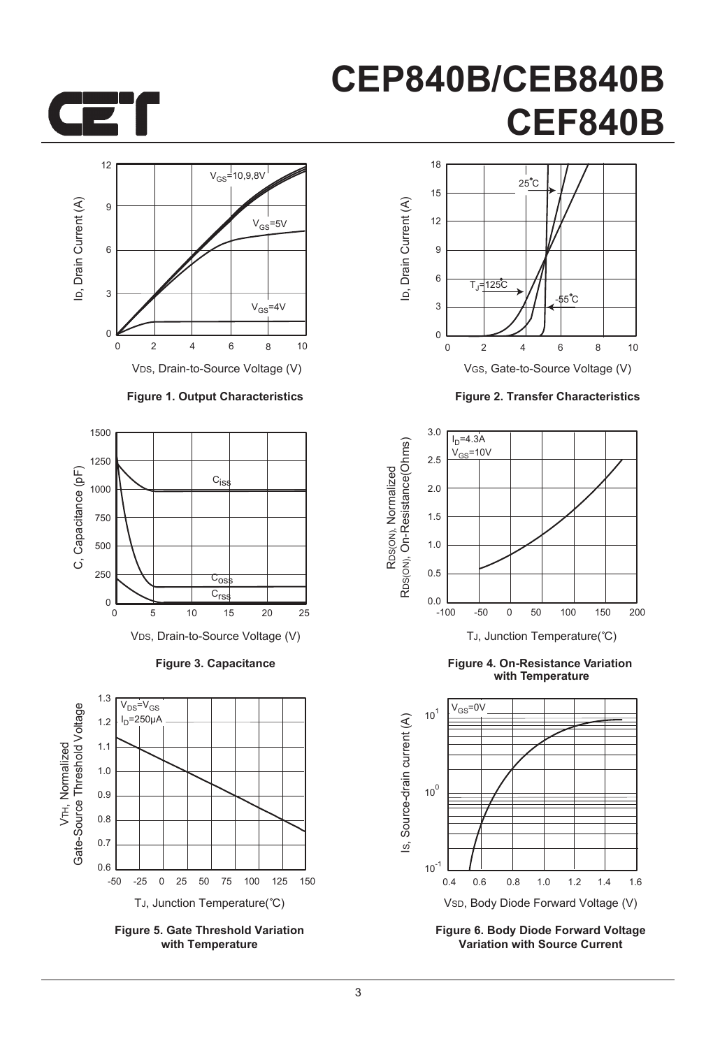Figure 1. Output Characteristics

Figure 2. Transfer Characteristics

Figure 3. Capacitance

Figure 4. On-Resistance Variation with Temperature

Figure 5. Gate Threshold Variation with Temperature

Figure 6. Body Diode Forward Voltage Variation with Source Current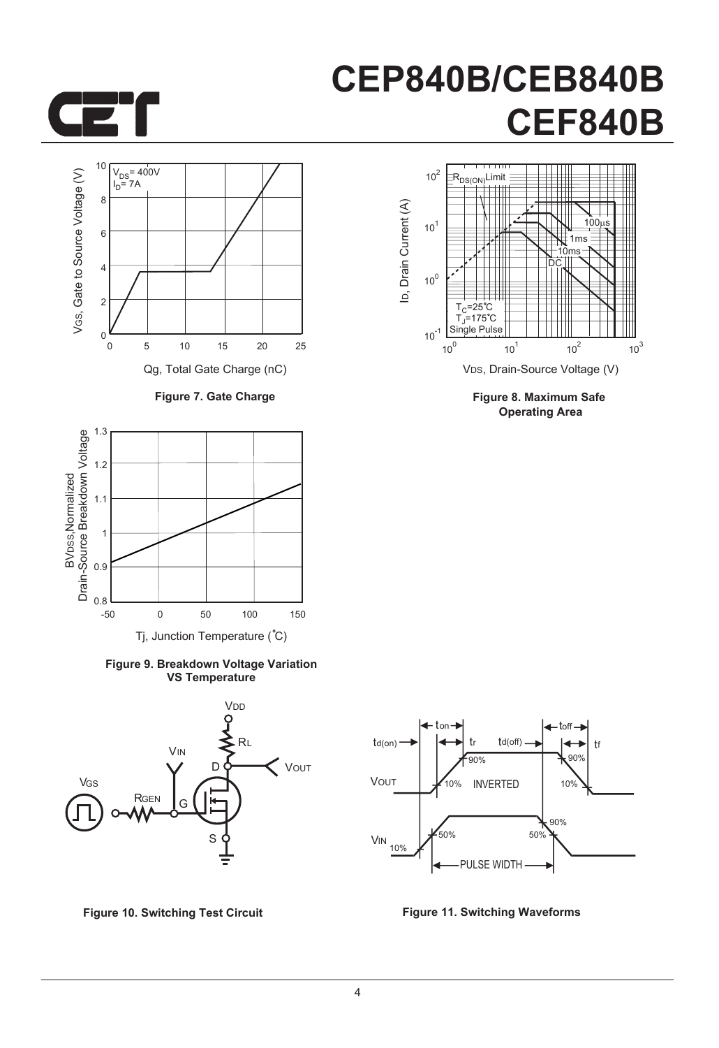Figure 7. Gate Charge

Figure 8. Maximum Safe Operating Area

Figure 9. Breakdown Voltage Variation VS Temperature

Figure 10. Switching Test Circuit

Figure 11. Switching Waveforms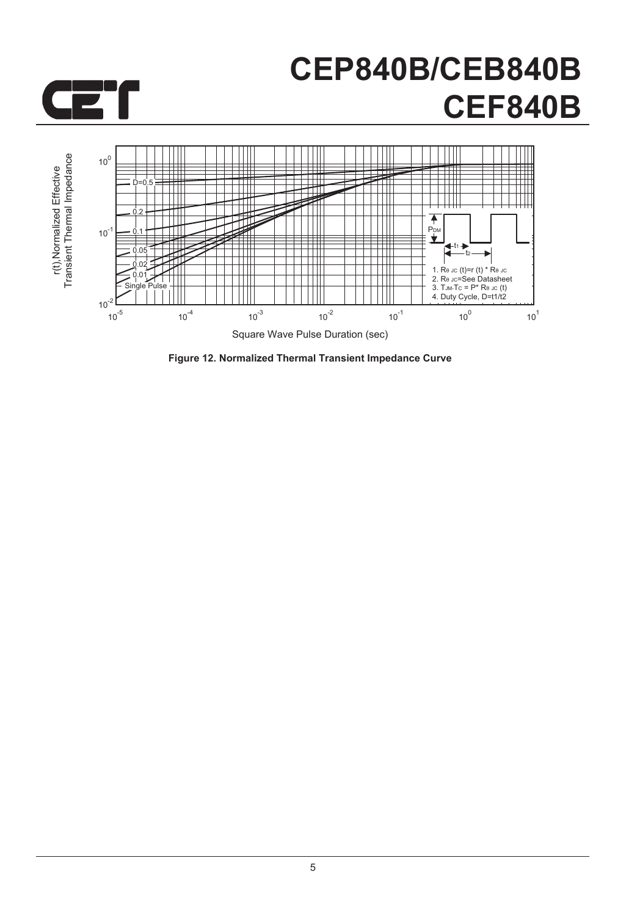# CEP840B/CEB840B
# CEF840B

r(t),Normalized Effective Transient Thermal Impedance

$10^{0}$

$10^{-1}$

$10^{-2}$

D=0.5

0.2

0.1

0.05

0.02

0.01

Single Pulse

$P_{DM}$

$t_1$

$t_2$

1. $R_{\theta JC}(t)=r(t) * R_{\theta JC}$
2. $R_{\theta JC}$=See Datasheet
3. $T_{JM}-T_C = P^* R_{\theta JC}(t)$
4. Duty Cycle, D=t1/t2

$10^{-5}$ $10^{-4}$ $10^{-3}$ $10^{-2}$ $10^{-1}$ $10^{0}$ $10^{1}$

Square Wave Pulse Duration (sec)

**Figure 12. Normalized Thermal Transient Impedance Curve**